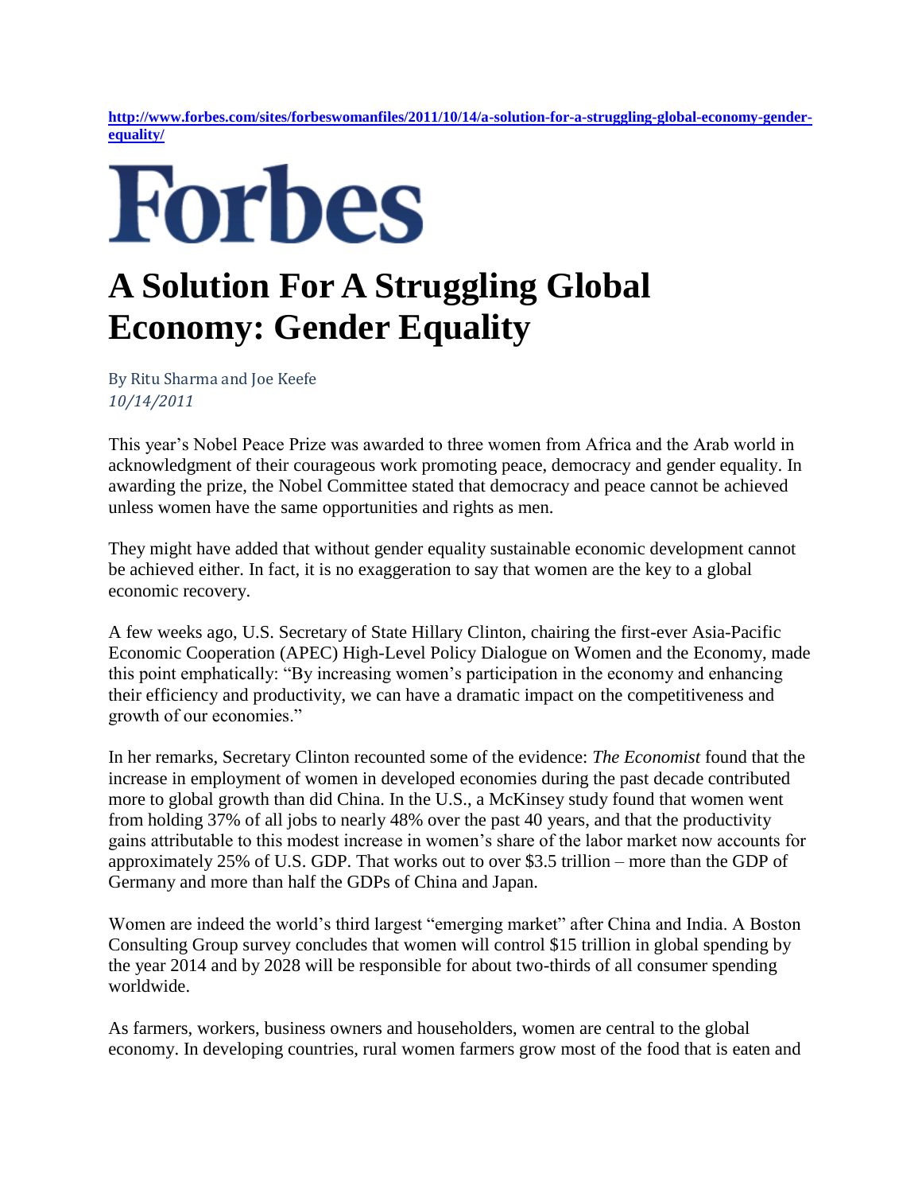http://www.forbes.com/sites/forbeswomanfiles/2011/10/14/a-solution-for-a-struggling-global-economy-gender-equality/

**Forbes**

# A Solution For A Struggling Global Economy: Gender Equality

By Ritu Sharma and Joe Keefe
*10/14/2011*

This year's Nobel Peace Prize was awarded to three women from Africa and the Arab world in acknowledgment of their courageous work promoting peace, democracy and gender equality. In awarding the prize, the Nobel Committee stated that democracy and peace cannot be achieved unless women have the same opportunities and rights as men.

They might have added that without gender equality sustainable economic development cannot be achieved either. In fact, it is no exaggeration to say that women are the key to a global economic recovery.

A few weeks ago, U.S. Secretary of State Hillary Clinton, chairing the first-ever Asia-Pacific Economic Cooperation (APEC) High-Level Policy Dialogue on Women and the Economy, made this point emphatically: "By increasing women's participation in the economy and enhancing their efficiency and productivity, we can have a dramatic impact on the competitiveness and growth of our economies."

In her remarks, Secretary Clinton recounted some of the evidence: *The Economist* found that the increase in employment of women in developed economies during the past decade contributed more to global growth than did China. In the U.S., a McKinsey study found that women went from holding 37% of all jobs to nearly 48% over the past 40 years, and that the productivity gains attributable to this modest increase in women's share of the labor market now accounts for approximately 25% of U.S. GDP. That works out to over $3.5 trillion – more than the GDP of Germany and more than half the GDPs of China and Japan.

Women are indeed the world's third largest "emerging market" after China and India. A Boston Consulting Group survey concludes that women will control $15 trillion in global spending by the year 2014 and by 2028 will be responsible for about two-thirds of all consumer spending worldwide.

As farmers, workers, business owners and householders, women are central to the global economy. In developing countries, rural women farmers grow most of the food that is eaten and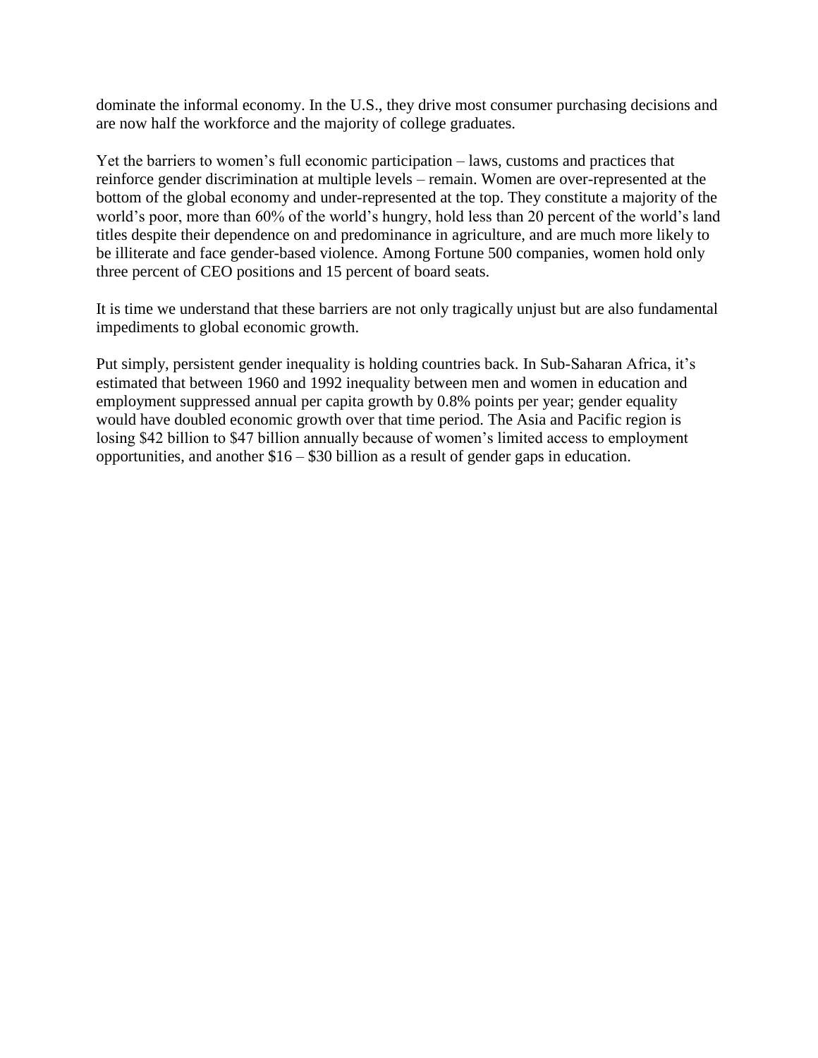dominate the informal economy. In the U.S., they drive most consumer purchasing decisions and are now half the workforce and the majority of college graduates.

Yet the barriers to women's full economic participation – laws, customs and practices that reinforce gender discrimination at multiple levels – remain. Women are over-represented at the bottom of the global economy and under-represented at the top. They constitute a majority of the world's poor, more than 60% of the world's hungry, hold less than 20 percent of the world's land titles despite their dependence on and predominance in agriculture, and are much more likely to be illiterate and face gender-based violence. Among Fortune 500 companies, women hold only three percent of CEO positions and 15 percent of board seats.

It is time we understand that these barriers are not only tragically unjust but are also fundamental impediments to global economic growth.

Put simply, persistent gender inequality is holding countries back. In Sub-Saharan Africa, it's estimated that between 1960 and 1992 inequality between men and women in education and employment suppressed annual per capita growth by 0.8% points per year; gender equality would have doubled economic growth over that time period. The Asia and Pacific region is losing $42 billion to $47 billion annually because of women's limited access to employment opportunities, and another $16 – $30 billion as a result of gender gaps in education.